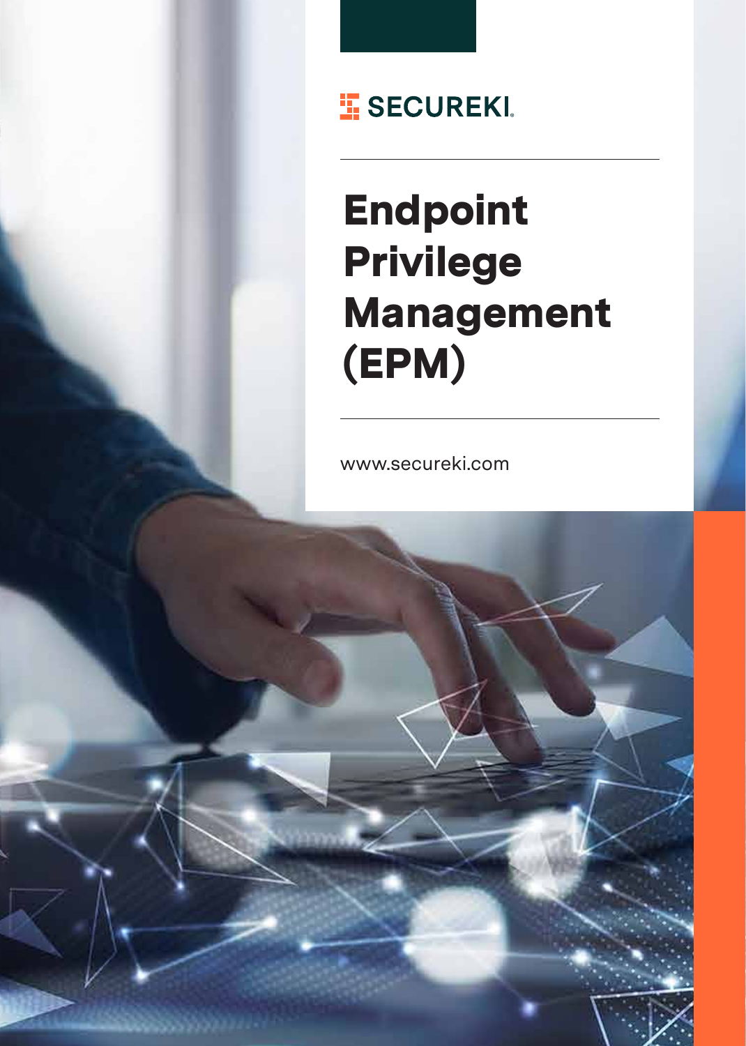SECUREKI

# Endpoint Privilege Management (EPM)

www.secureki.com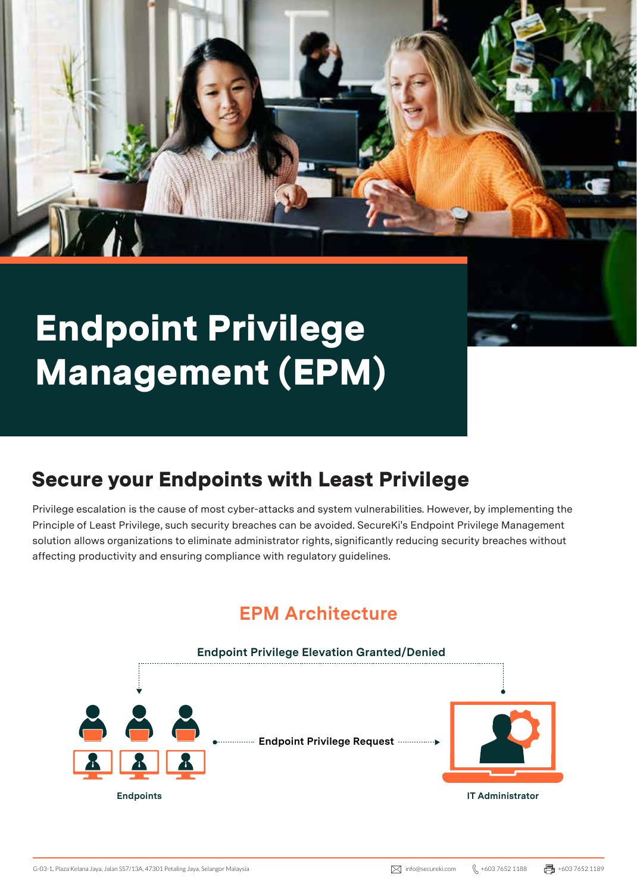# Endpoint Privilege Management (EPM)

## Secure your Endpoints with Least Privilege

Privilege escalation is the cause of most cyber-attacks and system vulnerabilities. However, by implementing the Principle of Least Privilege, such security breaches can be avoided. SecureKi's Endpoint Privilege Management solution allows organizations to eliminate administrator rights, significantly reducing security breaches without affecting productivity and ensuring compliance with regulatory guidelines.

### EPM Architecture

Endpoint Privilege Elevation Granted/Denied

Endpoint Privilege Request

Endpoints

IT Administrator

G-03-1, Plaza Kelana Jaya, Jalan SS7/13A, 47301 Petaling Jaya, Selangor Malaysia

info@secureki.com | +603 7652 1188 | +603 7652 1189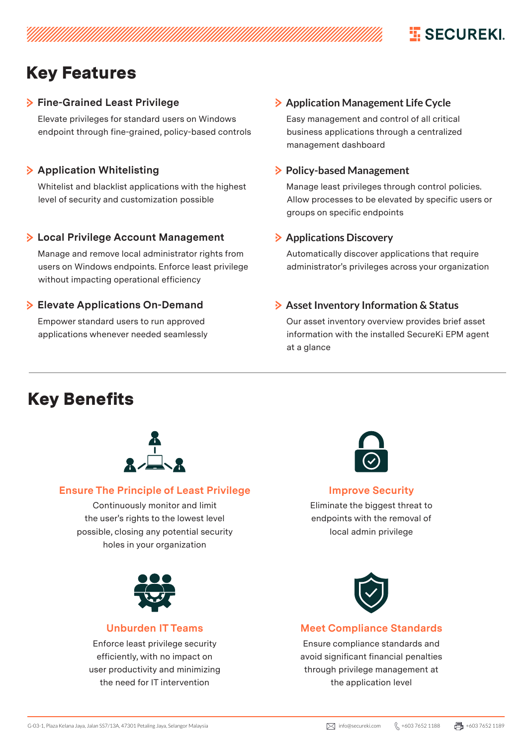## Key Features

### Fine-Grained Least Privilege

Elevate privileges for standard users on Windows endpoint through fine-grained, policy-based controls

### Application Whitelisting

Whitelist and blacklist applications with the highest level of security and customization possible

### Local Privilege Account Management

Manage and remove local administrator rights from users on Windows endpoints. Enforce least privilege without impacting operational efficiency

### Elevate Applications On-Demand

Empower standard users to run approved applications whenever needed seamlessly

### Application Management Life Cycle

Easy management and control of all critical business applications through a centralized management dashboard

### Policy-based Management

Manage least privileges through control policies. Allow processes to be elevated by specific users or groups on specific endpoints

### Applications Discovery

Automatically discover applications that require administrator's privileges across your organization

### Asset Inventory Information & Status

Our asset inventory overview provides brief asset information with the installed SecureKi EPM agent at a glance

## Key Benefits

### Ensure The Principle of Least Privilege

Continuously monitor and limit the user's rights to the lowest level possible, closing any potential security holes in your organization

### Improve Security

Eliminate the biggest threat to endpoints with the removal of local admin privilege

### Unburden IT Teams

Enforce least privilege security efficiently, with no impact on user productivity and minimizing the need for IT intervention

### Meet Compliance Standards

Ensure compliance standards and avoid significant financial penalties through privilege management at the application level

G-03-1, Plaza Kelana Jaya, Jalan SS7/13A, 47301 Petaling Jaya, Selangor Malaysia | info@secureki.com | +603 7652 1188 | +603 7652 1189